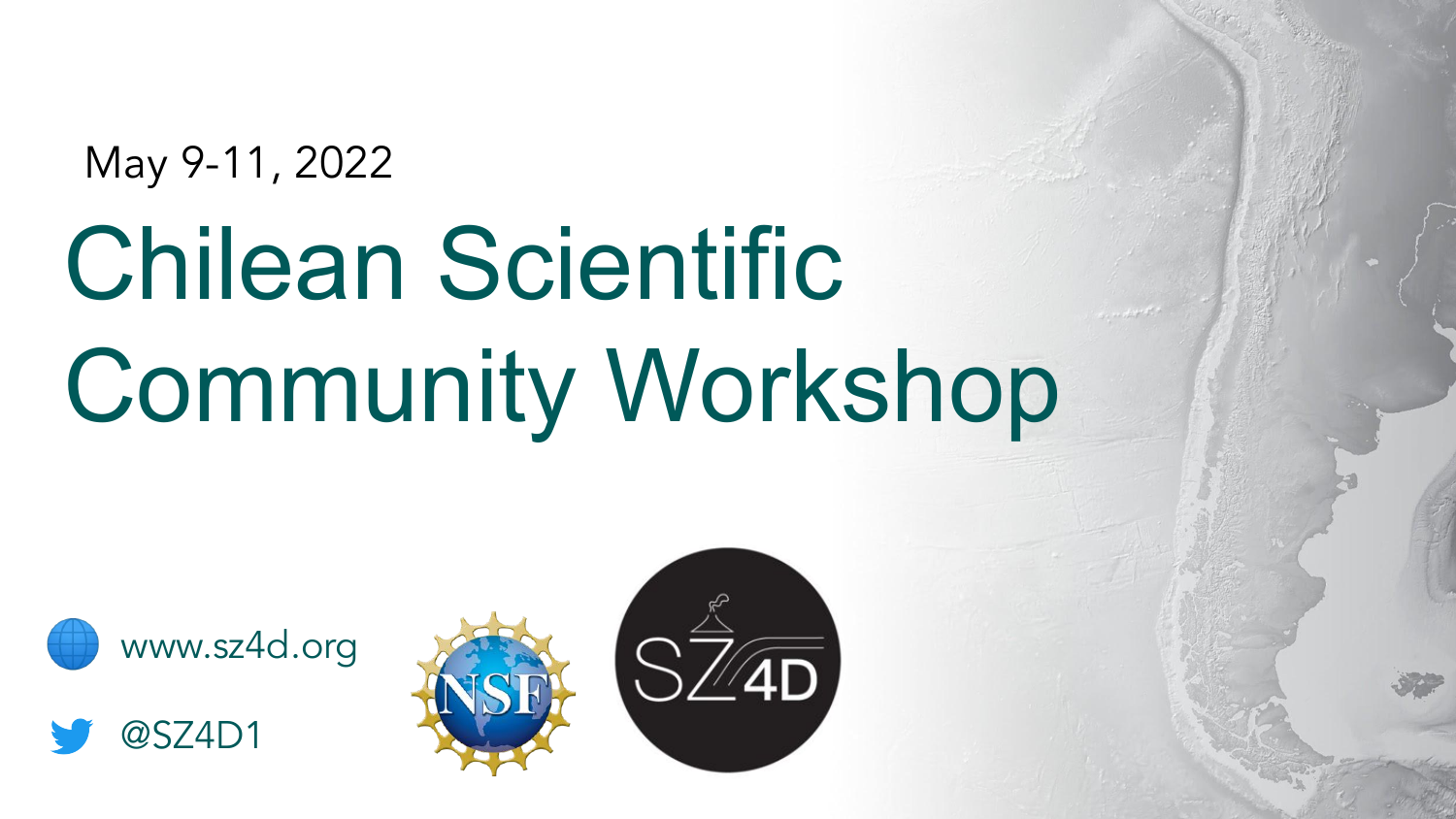May 9-11, 2022

# Chilean Scientific Community Workshop

www.sz4d.org

@SZ4D1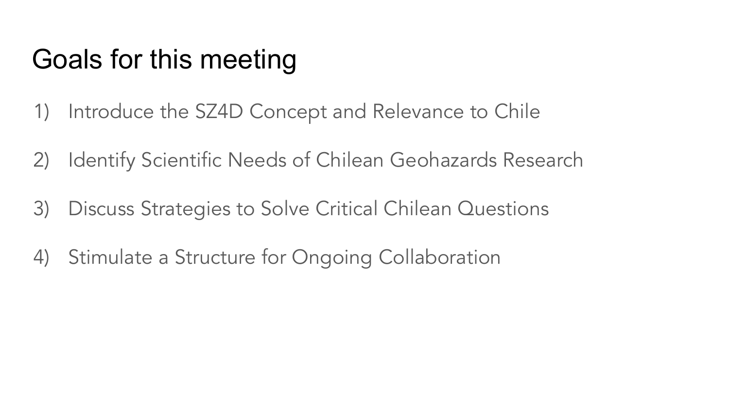# Goals for this meeting

1) Introduce the SZ4D Concept and Relevance to Chile
2) Identify Scientific Needs of Chilean Geohazards Research
3) Discuss Strategies to Solve Critical Chilean Questions
4) Stimulate a Structure for Ongoing Collaboration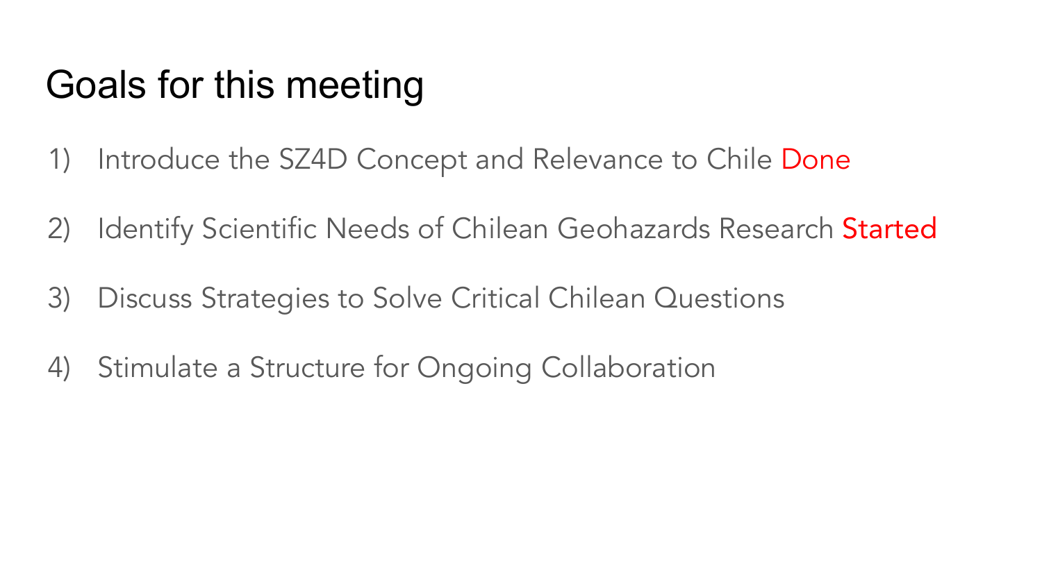# Goals for this meeting

1) Introduce the SZ4D Concept and Relevance to Chile Done
2) Identify Scientific Needs of Chilean Geohazards Research Started
3) Discuss Strategies to Solve Critical Chilean Questions
4) Stimulate a Structure for Ongoing Collaboration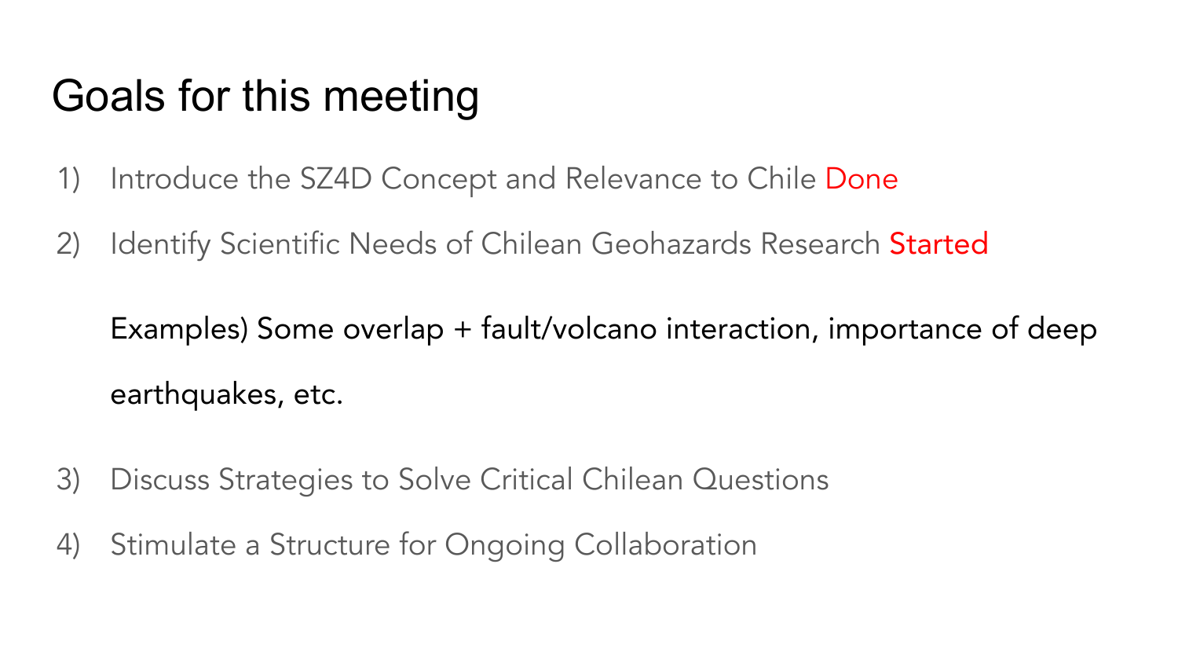# Goals for this meeting

1) Introduce the SZ4D Concept and Relevance to Chile Done
2) Identify Scientific Needs of Chilean Geohazards Research Started

   Examples) Some overlap + fault/volcano interaction, importance of deep earthquakes, etc.

3) Discuss Strategies to Solve Critical Chilean Questions
4) Stimulate a Structure for Ongoing Collaboration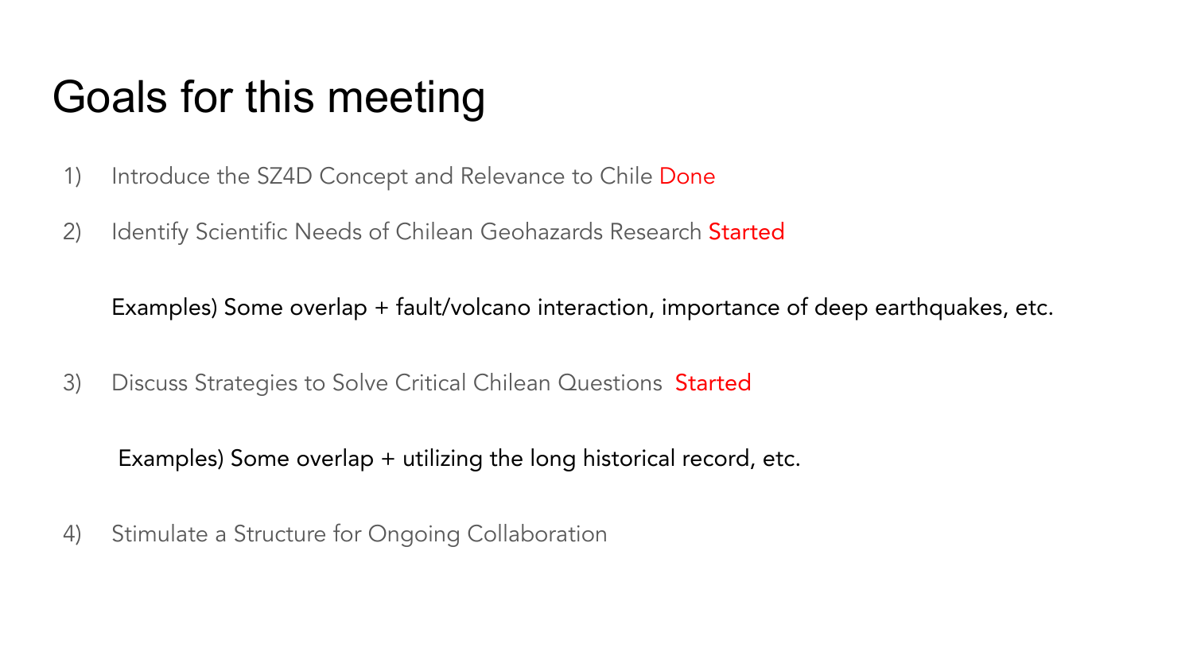# Goals for this meeting

1) Introduce the SZ4D Concept and Relevance to Chile Done

2) Identify Scientific Needs of Chilean Geohazards Research Started

   Examples) Some overlap + fault/volcano interaction, importance of deep earthquakes, etc.

3) Discuss Strategies to Solve Critical Chilean Questions Started

   Examples) Some overlap + utilizing the long historical record, etc.

4) Stimulate a Structure for Ongoing Collaboration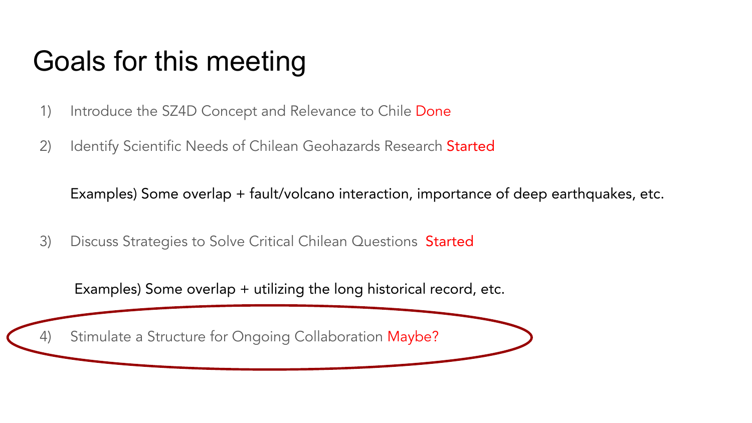# Goals for this meeting

1) Introduce the SZ4D Concept and Relevance to Chile Done

2) Identify Scientific Needs of Chilean Geohazards Research Started

   Examples) Some overlap + fault/volcano interaction, importance of deep earthquakes, etc.

3) Discuss Strategies to Solve Critical Chilean Questions Started

   Examples) Some overlap + utilizing the long historical record, etc.

4) Stimulate a Structure for Ongoing Collaboration Maybe?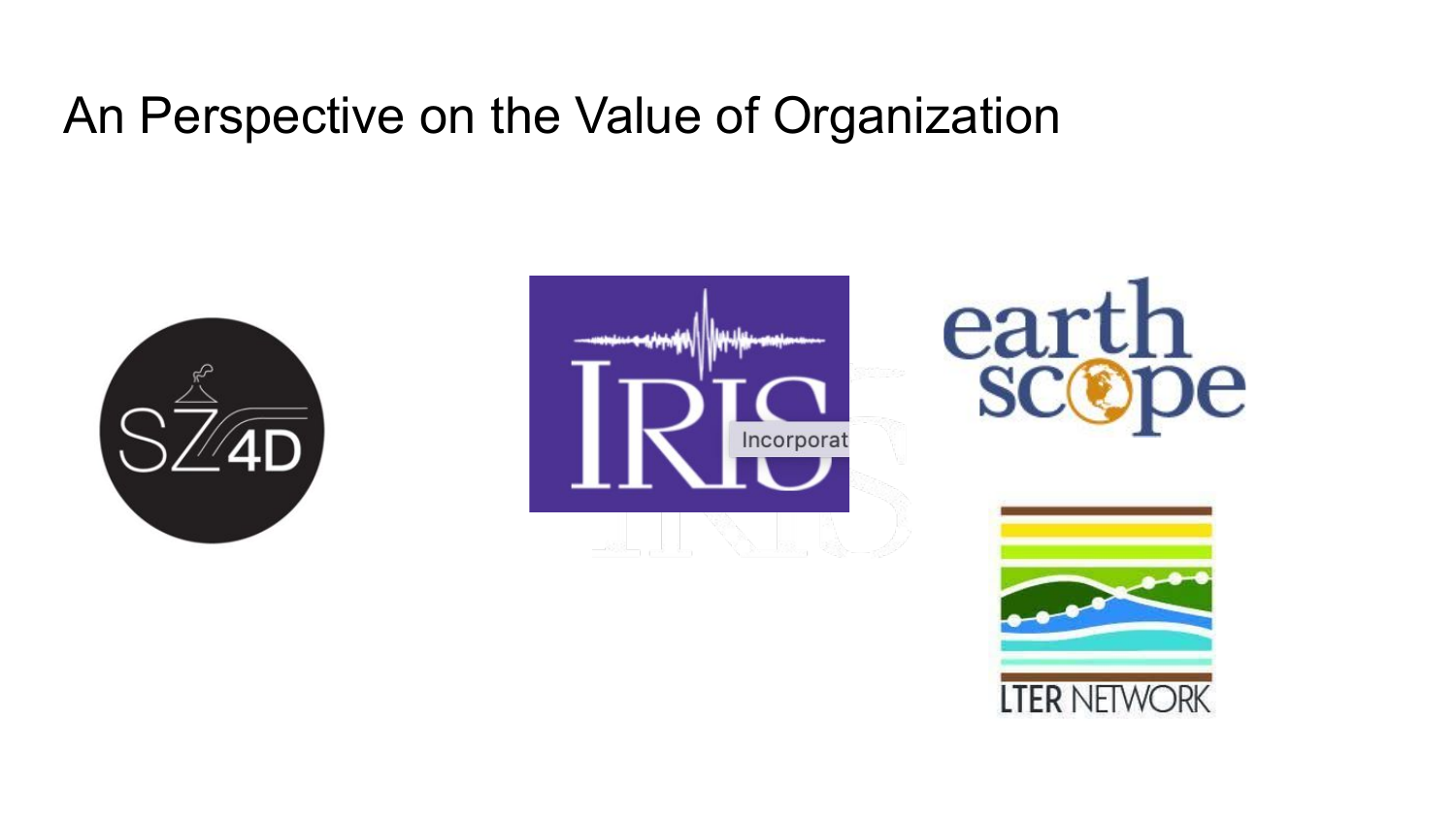# An Perspective on the Value of Organization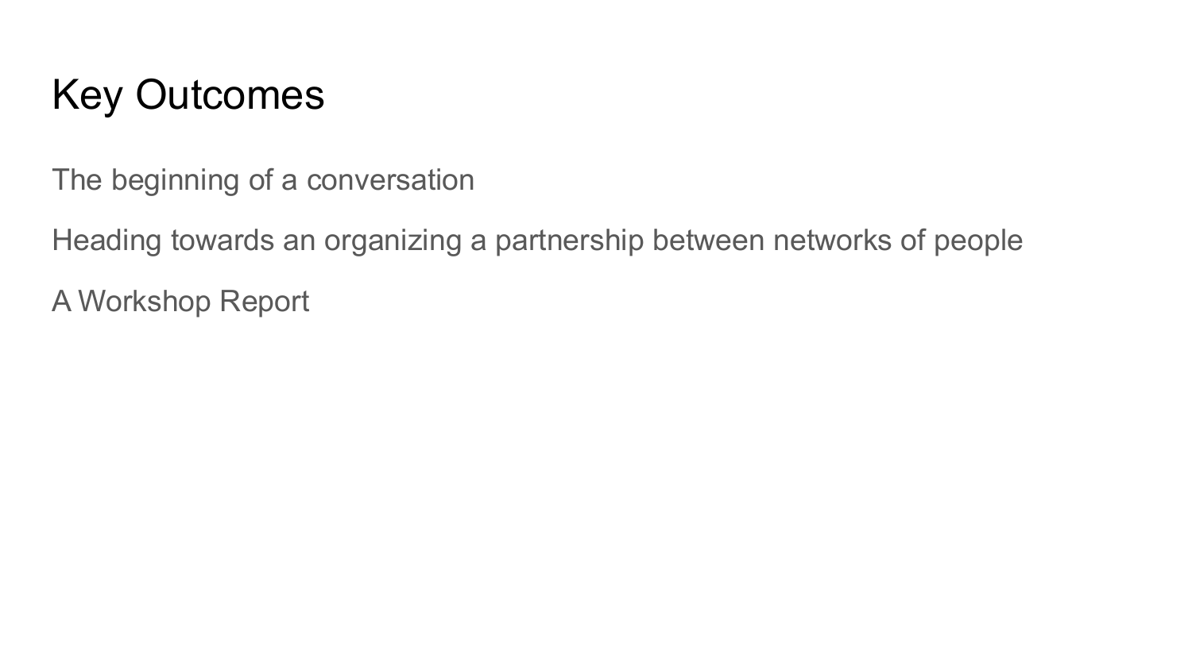# Key Outcomes

The beginning of a conversation

Heading towards an organizing a partnership between networks of people

A Workshop Report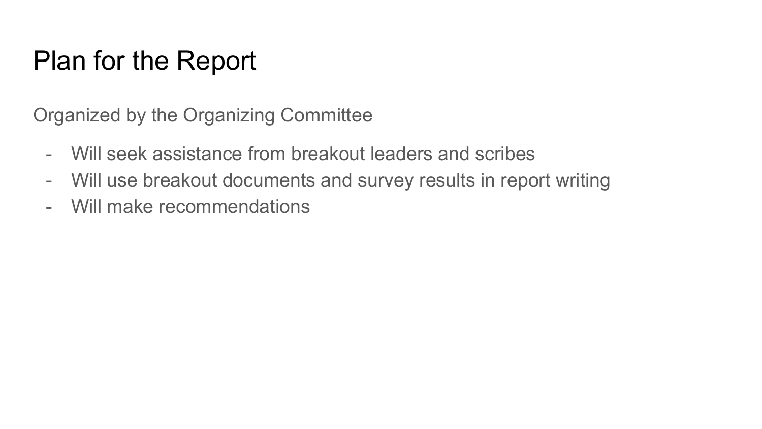# Plan for the Report

Organized by the Organizing Committee

- Will seek assistance from breakout leaders and scribes
- Will use breakout documents and survey results in report writing
- Will make recommendations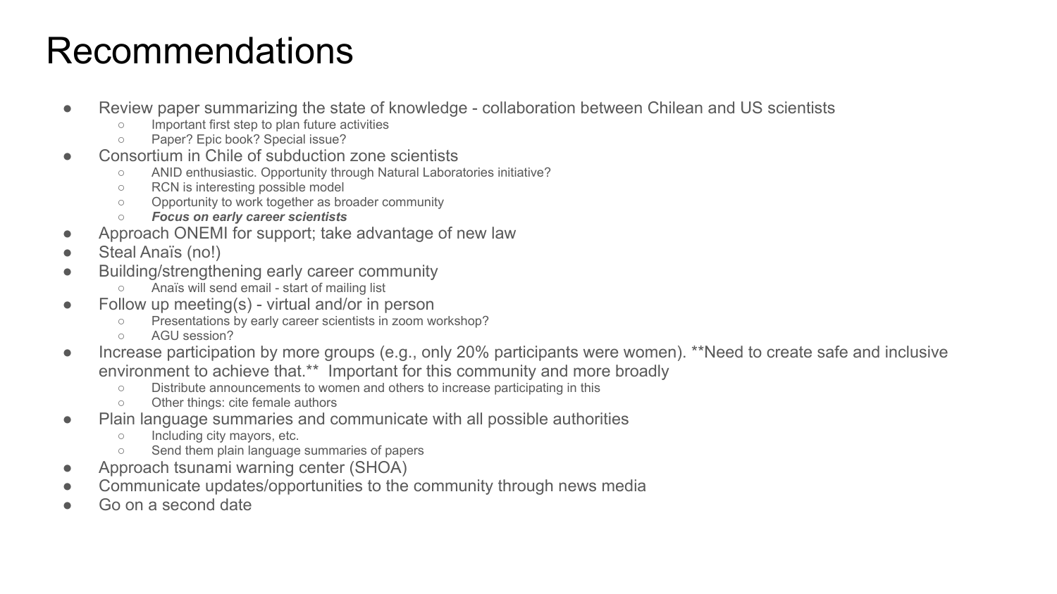# Recommendations

- Review paper summarizing the state of knowledge - collaboration between Chilean and US scientists
  - Important first step to plan future activities
  - Paper? Epic book? Special issue?
- Consortium in Chile of subduction zone scientists
  - ANID enthusiastic. Opportunity through Natural Laboratories initiative?
  - RCN is interesting possible model
  - Opportunity to work together as broader community
  - ***Focus on early career scientists***
- Approach ONEMI for support; take advantage of new law
- Steal Anaïs (no!)
- Building/strengthening early career community
  - Anaïs will send email - start of mailing list
- Follow up meeting(s) - virtual and/or in person
  - Presentations by early career scientists in zoom workshop?
  - AGU session?
- Increase participation by more groups (e.g., only 20% participants were women). **Need to create safe and inclusive environment to achieve that.** Important for this community and more broadly
  - Distribute announcements to women and others to increase participating in this
  - Other things: cite female authors
- Plain language summaries and communicate with all possible authorities
  - Including city mayors, etc.
  - Send them plain language summaries of papers
- Approach tsunami warning center (SHOA)
- Communicate updates/opportunities to the community through news media
- Go on a second date